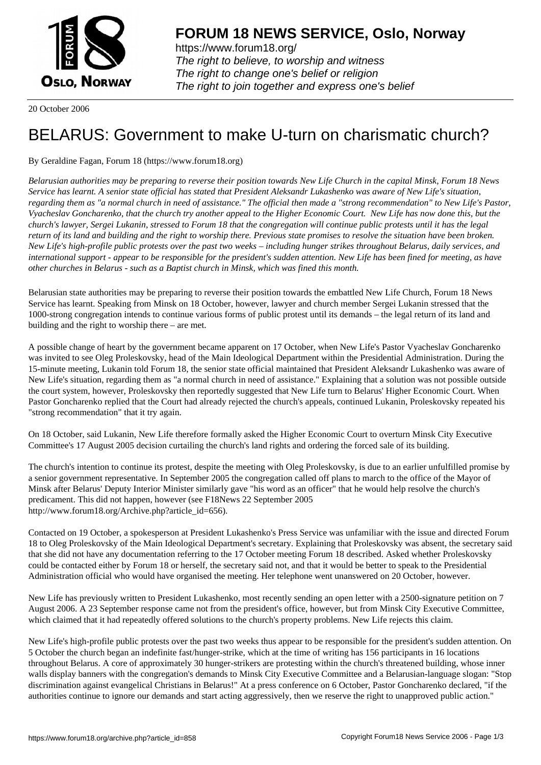**FORUM 18 NEWS SERVICE, Oslo, Norway**

https://www.forum18.org/
*The right to believe, to worship and witness*
*The right to change one's belief or religion*
*The right to join together and express one's belief*

20 October 2006

# BELARUS: Government to make U-turn on charismatic church?

By Geraldine Fagan, Forum 18 (https://www.forum18.org)

*Belarusian authorities may be preparing to reverse their position towards New Life Church in the capital Minsk, Forum 18 News Service has learnt. A senior state official has stated that President Aleksandr Lukashenko was aware of New Life's situation, regarding them as "a normal church in need of assistance." The official then made a "strong recommendation" to New Life's Pastor, Vyacheslav Goncharenko, that the church try another appeal to the Higher Economic Court. New Life has now done this, but the church's lawyer, Sergei Lukanin, stressed to Forum 18 that the congregation will continue public protests until it has the legal return of its land and building and the right to worship there. Previous state promises to resolve the situation have been broken. New Life's high-profile public protests over the past two weeks – including hunger strikes throughout Belarus, daily services, and international support - appear to be responsible for the president's sudden attention. New Life has been fined for meeting, as have other churches in Belarus - such as a Baptist church in Minsk, which was fined this month.*

Belarusian state authorities may be preparing to reverse their position towards the embattled New Life Church, Forum 18 News Service has learnt. Speaking from Minsk on 18 October, however, lawyer and church member Sergei Lukanin stressed that the 1000-strong congregation intends to continue various forms of public protest until its demands – the legal return of its land and building and the right to worship there – are met.

A possible change of heart by the government became apparent on 17 October, when New Life's Pastor Vyacheslav Goncharenko was invited to see Oleg Proleskovsky, head of the Main Ideological Department within the Presidential Administration. During the 15-minute meeting, Lukanin told Forum 18, the senior state official maintained that President Aleksandr Lukashenko was aware of New Life's situation, regarding them as "a normal church in need of assistance." Explaining that a solution was not possible outside the court system, however, Proleskovsky then reportedly suggested that New Life turn to Belarus' Higher Economic Court. When Pastor Goncharenko replied that the Court had already rejected the church's appeals, continued Lukanin, Proleskovsky repeated his "strong recommendation" that it try again.

On 18 October, said Lukanin, New Life therefore formally asked the Higher Economic Court to overturn Minsk City Executive Committee's 17 August 2005 decision curtailing the church's land rights and ordering the forced sale of its building.

The church's intention to continue its protest, despite the meeting with Oleg Proleskovsky, is due to an earlier unfulfilled promise by a senior government representative. In September 2005 the congregation called off plans to march to the office of the Mayor of Minsk after Belarus' Deputy Interior Minister similarly gave "his word as an officer" that he would help resolve the church's predicament. This did not happen, however (see F18News 22 September 2005 http://www.forum18.org/Archive.php?article_id=656).

Contacted on 19 October, a spokesperson at President Lukashenko's Press Service was unfamiliar with the issue and directed Forum 18 to Oleg Proleskovsky of the Main Ideological Department's secretary. Explaining that Proleskovsky was absent, the secretary said that she did not have any documentation referring to the 17 October meeting Forum 18 described. Asked whether Proleskovsky could be contacted either by Forum 18 or herself, the secretary said not, and that it would be better to speak to the Presidential Administration official who would have organised the meeting. Her telephone went unanswered on 20 October, however.

New Life has previously written to President Lukashenko, most recently sending an open letter with a 2500-signature petition on 7 August 2006. A 23 September response came not from the president's office, however, but from Minsk City Executive Committee, which claimed that it had repeatedly offered solutions to the church's property problems. New Life rejects this claim.

New Life's high-profile public protests over the past two weeks thus appear to be responsible for the president's sudden attention. On 5 October the church began an indefinite fast/hunger-strike, which at the time of writing has 156 participants in 16 locations throughout Belarus. A core of approximately 30 hunger-strikers are protesting within the church's threatened building, whose inner walls display banners with the congregation's demands to Minsk City Executive Committee and a Belarusian-language slogan: "Stop discrimination against evangelical Christians in Belarus!" At a press conference on 6 October, Pastor Goncharenko declared, "if the authorities continue to ignore our demands and start acting aggressively, then we reserve the right to unapproved public action."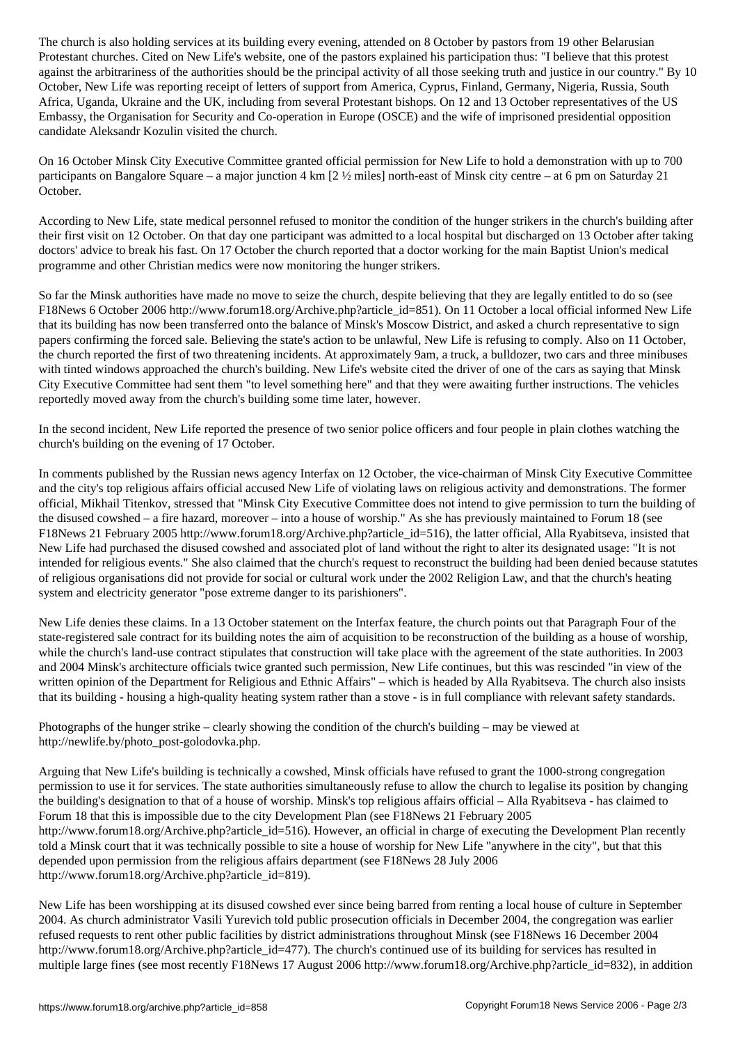The church is also holding services at its building every evening, attended on 8 October by pastors from 19 other Belarusian Protestant churches. Cited on New Life's website, one of the pastors explained his participation thus: "I believe that this protest against the arbitrariness of the authorities should be the principal activity of all those seeking truth and justice in our country." By 10 October, New Life was reporting receipt of letters of support from America, Cyprus, Finland, Germany, Nigeria, Russia, South Africa, Uganda, Ukraine and the UK, including from several Protestant bishops. On 12 and 13 October representatives of the US Embassy, the Organisation for Security and Co-operation in Europe (OSCE) and the wife of imprisoned presidential opposition candidate Aleksandr Kozulin visited the church.

On 16 October Minsk City Executive Committee granted official permission for New Life to hold a demonstration with up to 700 participants on Bangalore Square – a major junction 4 km [2 ½ miles] north-east of Minsk city centre – at 6 pm on Saturday 21 October.

According to New Life, state medical personnel refused to monitor the condition of the hunger strikers in the church's building after their first visit on 12 October. On that day one participant was admitted to a local hospital but discharged on 13 October after taking doctors' advice to break his fast. On 17 October the church reported that a doctor working for the main Baptist Union's medical programme and other Christian medics were now monitoring the hunger strikers.

So far the Minsk authorities have made no move to seize the church, despite believing that they are legally entitled to do so (see F18News 6 October 2006 http://www.forum18.org/Archive.php?article_id=851). On 11 October a local official informed New Life that its building has now been transferred onto the balance of Minsk's Moscow District, and asked a church representative to sign papers confirming the forced sale. Believing the state's action to be unlawful, New Life is refusing to comply. Also on 11 October, the church reported the first of two threatening incidents. At approximately 9am, a truck, a bulldozer, two cars and three minibuses with tinted windows approached the church's building. New Life's website cited the driver of one of the cars as saying that Minsk City Executive Committee had sent them "to level something here" and that they were awaiting further instructions. The vehicles reportedly moved away from the church's building some time later, however.

In the second incident, New Life reported the presence of two senior police officers and four people in plain clothes watching the church's building on the evening of 17 October.

In comments published by the Russian news agency Interfax on 12 October, the vice-chairman of Minsk City Executive Committee and the city's top religious affairs official accused New Life of violating laws on religious activity and demonstrations. The former official, Mikhail Titenkov, stressed that "Minsk City Executive Committee does not intend to give permission to turn the building of the disused cowshed – a fire hazard, moreover – into a house of worship." As she has previously maintained to Forum 18 (see F18News 21 February 2005 http://www.forum18.org/Archive.php?article_id=516), the latter official, Alla Ryabitseva, insisted that New Life had purchased the disused cowshed and associated plot of land without the right to alter its designated usage: "It is not intended for religious events." She also claimed that the church's request to reconstruct the building had been denied because statutes of religious organisations did not provide for social or cultural work under the 2002 Religion Law, and that the church's heating system and electricity generator "pose extreme danger to its parishioners".

New Life denies these claims. In a 13 October statement on the Interfax feature, the church points out that Paragraph Four of the state-registered sale contract for its building notes the aim of acquisition to be reconstruction of the building as a house of worship, while the church's land-use contract stipulates that construction will take place with the agreement of the state authorities. In 2003 and 2004 Minsk's architecture officials twice granted such permission, New Life continues, but this was rescinded "in view of the written opinion of the Department for Religious and Ethnic Affairs" – which is headed by Alla Ryabitseva. The church also insists that its building - housing a high-quality heating system rather than a stove - is in full compliance with relevant safety standards.

Photographs of the hunger strike – clearly showing the condition of the church's building – may be viewed at http://newlife.by/photo_post-golodovka.php.

Arguing that New Life's building is technically a cowshed, Minsk officials have refused to grant the 1000-strong congregation permission to use it for services. The state authorities simultaneously refuse to allow the church to legalise its position by changing the building's designation to that of a house of worship. Minsk's top religious affairs official – Alla Ryabitseva - has claimed to Forum 18 that this is impossible due to the city Development Plan (see F18News 21 February 2005 http://www.forum18.org/Archive.php?article_id=516). However, an official in charge of executing the Development Plan recently told a Minsk court that it was technically possible to site a house of worship for New Life "anywhere in the city", but that this depended upon permission from the religious affairs department (see F18News 28 July 2006 http://www.forum18.org/Archive.php?article_id=819).

New Life has been worshipping at its disused cowshed ever since being barred from renting a local house of culture in September 2004. As church administrator Vasili Yurevich told public prosecution officials in December 2004, the congregation was earlier refused requests to rent other public facilities by district administrations throughout Minsk (see F18News 16 December 2004 http://www.forum18.org/Archive.php?article_id=477). The church's continued use of its building for services has resulted in multiple large fines (see most recently F18News 17 August 2006 http://www.forum18.org/Archive.php?article_id=832), in addition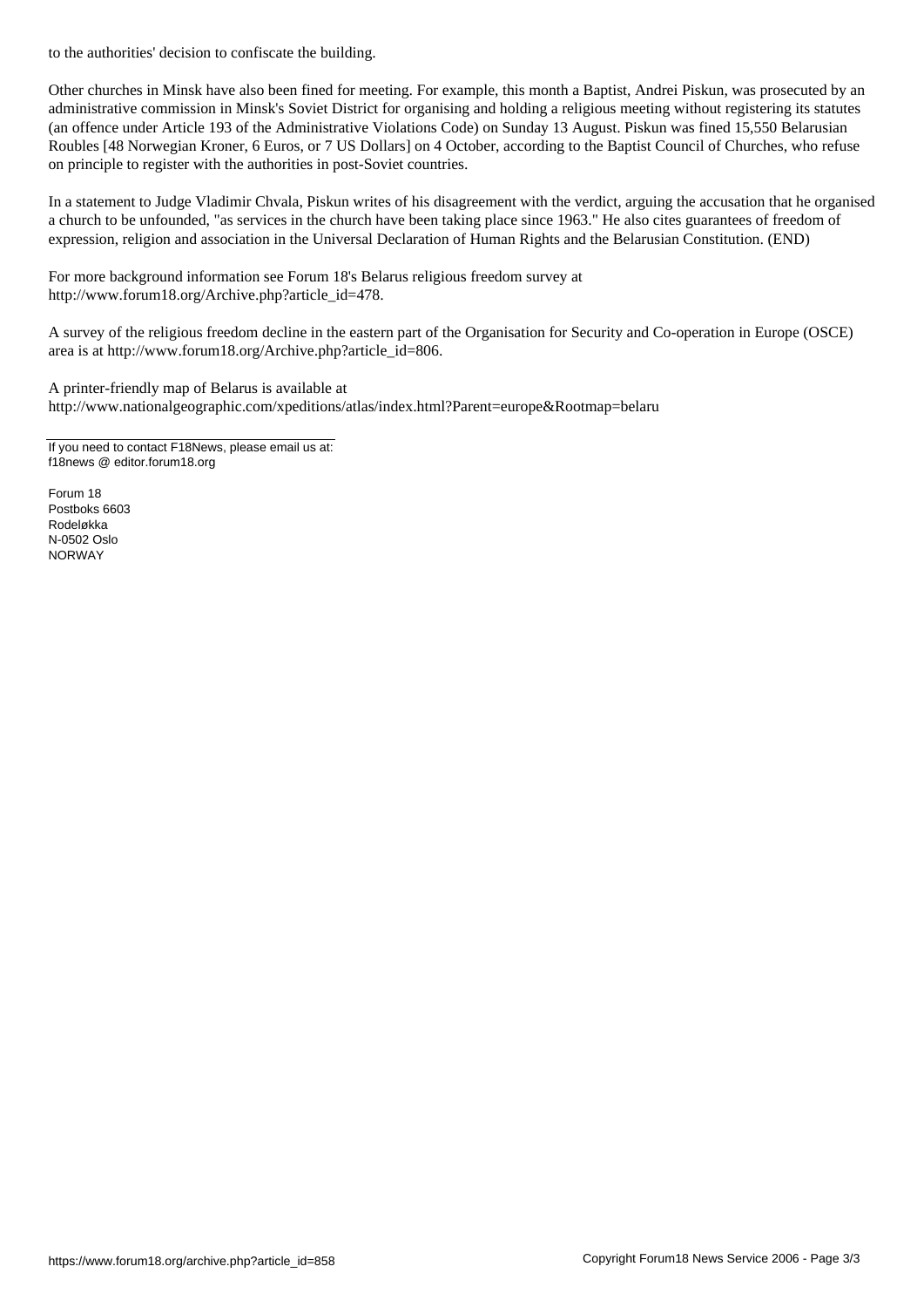to the authorities' decision to confiscate the building.

Other churches in Minsk have also been fined for meeting. For example, this month a Baptist, Andrei Piskun, was prosecuted by an administrative commission in Minsk's Soviet District for organising and holding a religious meeting without registering its statutes (an offence under Article 193 of the Administrative Violations Code) on Sunday 13 August. Piskun was fined 15,550 Belarusian Roubles [48 Norwegian Kroner, 6 Euros, or 7 US Dollars] on 4 October, according to the Baptist Council of Churches, who refuse on principle to register with the authorities in post-Soviet countries.

In a statement to Judge Vladimir Chvala, Piskun writes of his disagreement with the verdict, arguing the accusation that he organised a church to be unfounded, "as services in the church have been taking place since 1963." He also cites guarantees of freedom of expression, religion and association in the Universal Declaration of Human Rights and the Belarusian Constitution. (END)

For more background information see Forum 18's Belarus religious freedom survey at http://www.forum18.org/Archive.php?article_id=478.

A survey of the religious freedom decline in the eastern part of the Organisation for Security and Co-operation in Europe (OSCE) area is at http://www.forum18.org/Archive.php?article_id=806.

A printer-friendly map of Belarus is available at http://www.nationalgeographic.com/xpeditions/atlas/index.html?Parent=europe&Rootmap=belaru

If you need to contact F18News, please email us at:
f18news @ editor.forum18.org

Forum 18
Postboks 6603
Rodeløkka
N-0502 Oslo
NORWAY